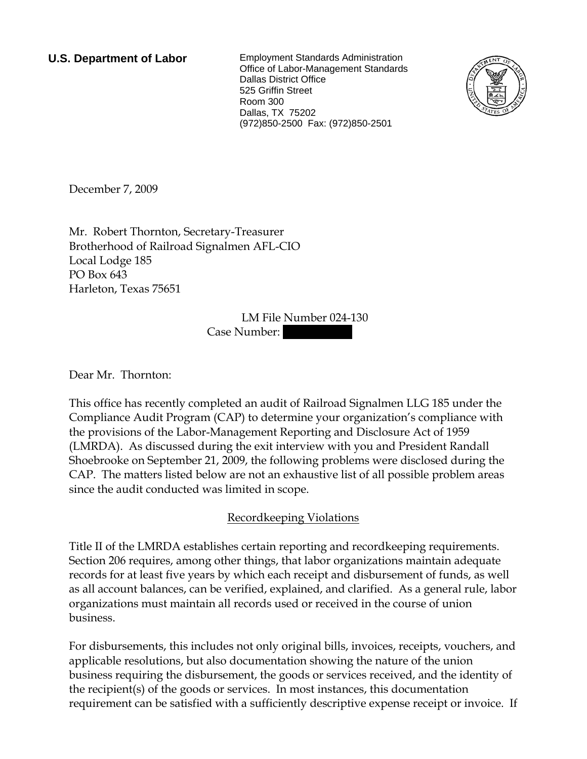**U.S. Department of Labor**

Employment Standards Administration
Office of Labor-Management Standards
Dallas District Office
525 Griffin Street
Room 300
Dallas, TX 75202
(972)850-2500 Fax: (972)850-2501

December 7, 2009

Mr. Robert Thornton, Secretary-Treasurer
Brotherhood of Railroad Signalmen AFL-CIO
Local Lodge 185
PO Box 643
Harleton, Texas 75651

LM File Number 024-130
Case Number:

Dear Mr. Thornton:

This office has recently completed an audit of Railroad Signalmen LLG 185 under the Compliance Audit Program (CAP) to determine your organization's compliance with the provisions of the Labor-Management Reporting and Disclosure Act of 1959 (LMRDA). As discussed during the exit interview with you and President Randall Shoebrooke on September 21, 2009, the following problems were disclosed during the CAP. The matters listed below are not an exhaustive list of all possible problem areas since the audit conducted was limited in scope.

## Recordkeeping Violations

Title II of the LMRDA establishes certain reporting and recordkeeping requirements. Section 206 requires, among other things, that labor organizations maintain adequate records for at least five years by which each receipt and disbursement of funds, as well as all account balances, can be verified, explained, and clarified. As a general rule, labor organizations must maintain all records used or received in the course of union business.

For disbursements, this includes not only original bills, invoices, receipts, vouchers, and applicable resolutions, but also documentation showing the nature of the union business requiring the disbursement, the goods or services received, and the identity of the recipient(s) of the goods or services. In most instances, this documentation requirement can be satisfied with a sufficiently descriptive expense receipt or invoice. If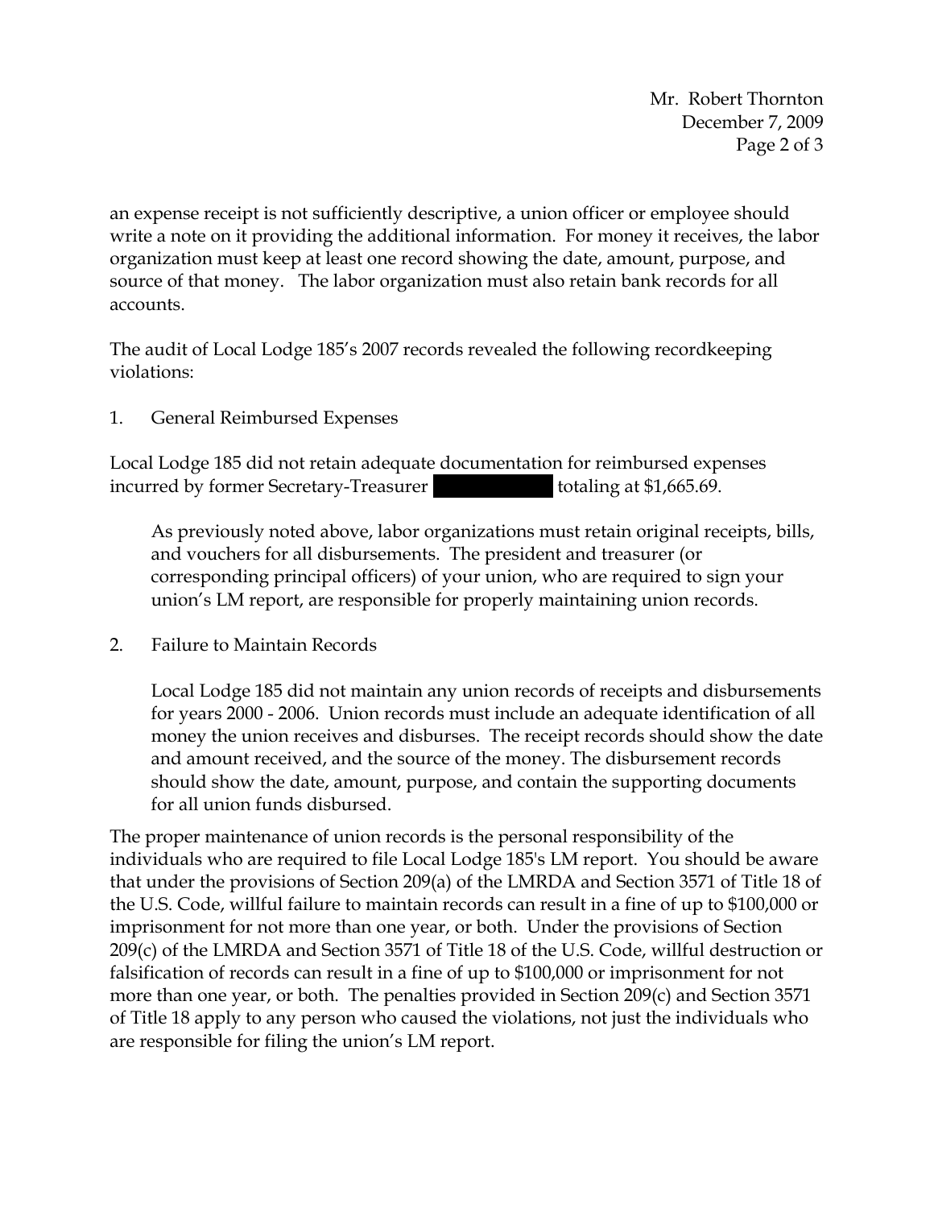an expense receipt is not sufficiently descriptive, a union officer or employee should write a note on it providing the additional information. For money it receives, the labor organization must keep at least one record showing the date, amount, purpose, and source of that money. The labor organization must also retain bank records for all accounts.

The audit of Local Lodge 185's 2007 records revealed the following recordkeeping violations:

1. General Reimbursed Expenses

Local Lodge 185 did not retain adequate documentation for reimbursed expenses incurred by former Secretary-Treasurer [REDACTED] totaling at $1,665.69.

As previously noted above, labor organizations must retain original receipts, bills, and vouchers for all disbursements. The president and treasurer (or corresponding principal officers) of your union, who are required to sign your union's LM report, are responsible for properly maintaining union records.

2. Failure to Maintain Records

Local Lodge 185 did not maintain any union records of receipts and disbursements for years 2000 - 2006. Union records must include an adequate identification of all money the union receives and disburses. The receipt records should show the date and amount received, and the source of the money. The disbursement records should show the date, amount, purpose, and contain the supporting documents for all union funds disbursed.

The proper maintenance of union records is the personal responsibility of the individuals who are required to file Local Lodge 185's LM report. You should be aware that under the provisions of Section 209(a) of the LMRDA and Section 3571 of Title 18 of the U.S. Code, willful failure to maintain records can result in a fine of up to $100,000 or imprisonment for not more than one year, or both. Under the provisions of Section 209(c) of the LMRDA and Section 3571 of Title 18 of the U.S. Code, willful destruction or falsification of records can result in a fine of up to $100,000 or imprisonment for not more than one year, or both. The penalties provided in Section 209(c) and Section 3571 of Title 18 apply to any person who caused the violations, not just the individuals who are responsible for filing the union's LM report.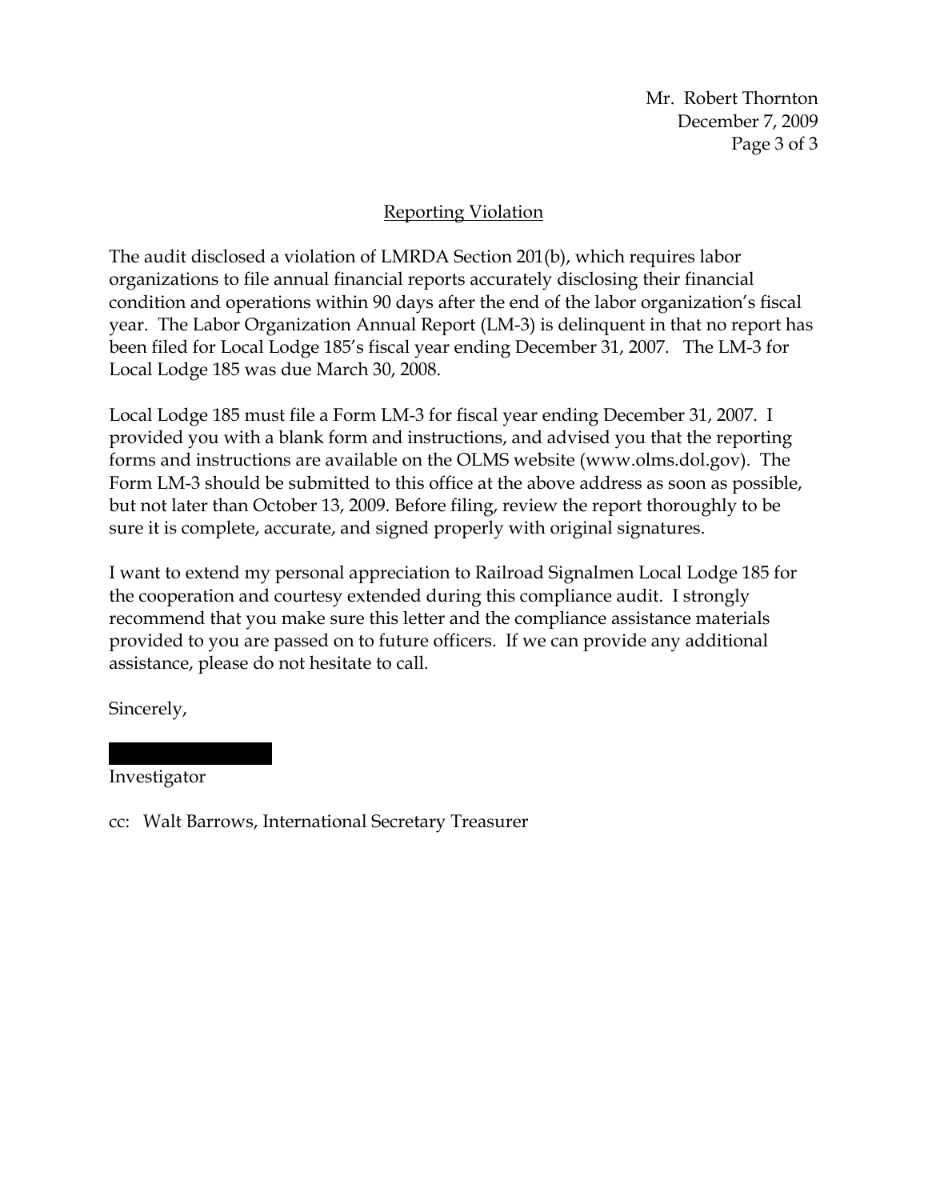## Reporting Violation

The audit disclosed a violation of LMRDA Section 201(b), which requires labor organizations to file annual financial reports accurately disclosing their financial condition and operations within 90 days after the end of the labor organization's fiscal year. The Labor Organization Annual Report (LM-3) is delinquent in that no report has been filed for Local Lodge 185's fiscal year ending December 31, 2007. The LM-3 for Local Lodge 185 was due March 30, 2008.

Local Lodge 185 must file a Form LM-3 for fiscal year ending December 31, 2007. I provided you with a blank form and instructions, and advised you that the reporting forms and instructions are available on the OLMS website (www.olms.dol.gov). The Form LM-3 should be submitted to this office at the above address as soon as possible, but not later than October 13, 2009. Before filing, review the report thoroughly to be sure it is complete, accurate, and signed properly with original signatures.

I want to extend my personal appreciation to Railroad Signalmen Local Lodge 185 for the cooperation and courtesy extended during this compliance audit. I strongly recommend that you make sure this letter and the compliance assistance materials provided to you are passed on to future officers. If we can provide any additional assistance, please do not hesitate to call.

Sincerely,

Investigator

cc: Walt Barrows, International Secretary Treasurer